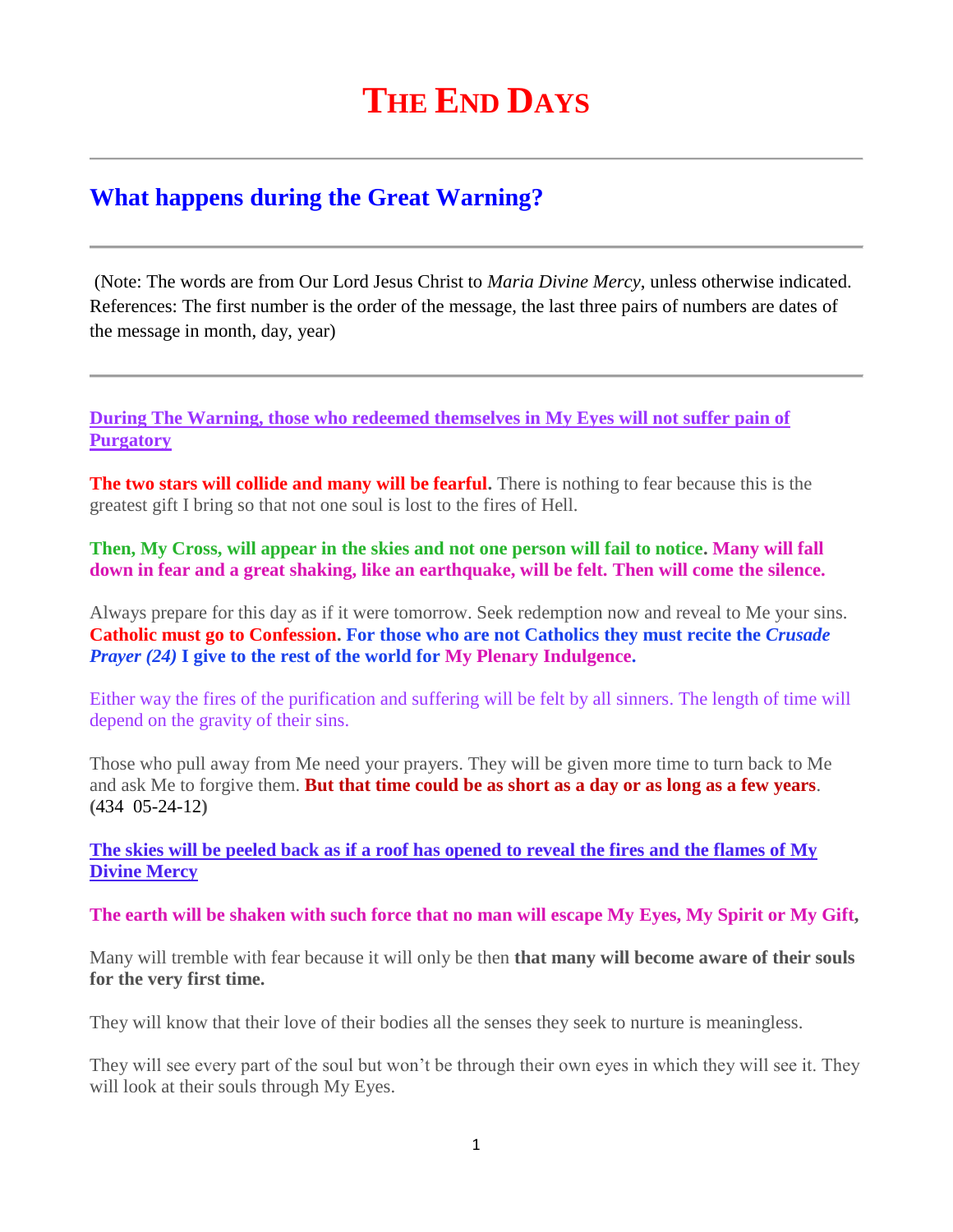# THE END DAYS

## What happens during the Great Warning?

(Note: The words are from Our Lord Jesus Christ to *Maria Divine Mercy*, unless otherwise indicated. References: The first number is the order of the message, the last three pairs of numbers are dates of the message in month, day, year)

**During The Warning, those who redeemed themselves in My Eyes will not suffer pain of Purgatory**

**The two stars will collide and many will be fearful.** There is nothing to fear because this is the greatest gift I bring so that not one soul is lost to the fires of Hell.

**Then, My Cross, will appear in the skies and not one person will fail to notice. Many will fall down in fear and a great shaking, like an earthquake, will be felt. Then will come the silence.**

Always prepare for this day as if it were tomorrow. Seek redemption now and reveal to Me your sins. **Catholic must go to Confession. For those who are not Catholics they must recite the *Crusade Prayer (24)* I give to the rest of the world for My Plenary Indulgence.**

Either way the fires of the purification and suffering will be felt by all sinners. The length of time will depend on the gravity of their sins.

Those who pull away from Me need your prayers. They will be given more time to turn back to Me and ask Me to forgive them. **But that time could be as short as a day or as long as a few years**. **(434 05-24-12)**

**The skies will be peeled back as if a roof has opened to reveal the fires and the flames of My Divine Mercy**

**The earth will be shaken with such force that no man will escape My Eyes, My Spirit or My Gift,**

Many will tremble with fear because it will only be then **that many will become aware of their souls for the very first time.**

They will know that their love of their bodies all the senses they seek to nurture is meaningless.

They will see every part of the soul but won't be through their own eyes in which they will see it. They will look at their souls through My Eyes.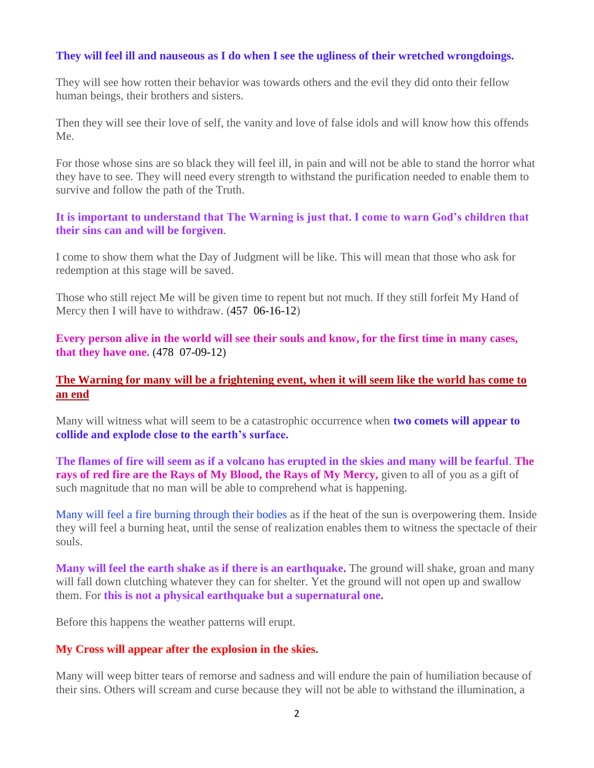**They will feel ill and nauseous as I do when I see the ugliness of their wretched wrongdoings.**

They will see how rotten their behavior was towards others and the evil they did onto their fellow human beings, their brothers and sisters.

Then they will see their love of self, the vanity and love of false idols and will know how this offends Me.

For those whose sins are so black they will feel ill, in pain and will not be able to stand the horror what they have to see. They will need every strength to withstand the purification needed to enable them to survive and follow the path of the Truth.

**It is important to understand that The Warning is just that. I come to warn God's children that their sins can and will be forgiven**.

I come to show them what the Day of Judgment will be like. This will mean that those who ask for redemption at this stage will be saved.

Those who still reject Me will be given time to repent but not much. If they still forfeit My Hand of Mercy then I will have to withdraw. (457 06-16-12)

**Every person alive in the world will see their souls and know, for the first time in many cases, that they have one.** (478 07-09-12)

**<u>The Warning for many will be a frightening event, when it will seem like the world has come to an end</u>**

Many will witness what will seem to be a catastrophic occurrence when **two comets will appear to collide and explode close to the earth's surface.**

**The flames of fire will seem as if a volcano has erupted in the skies and many will be fearful**. **The rays of red fire are the Rays of My Blood, the Rays of My Mercy,** given to all of you as a gift of such magnitude that no man will be able to comprehend what is happening.

Many will feel a fire burning through their bodies as if the heat of the sun is overpowering them. Inside they will feel a burning heat, until the sense of realization enables them to witness the spectacle of their souls.

**Many will feel the earth shake as if there is an earthquake.** The ground will shake, groan and many will fall down clutching whatever they can for shelter. Yet the ground will not open up and swallow them. For **this is not a physical earthquake but a supernatural one.**

Before this happens the weather patterns will erupt.

**My Cross will appear after the explosion in the skies.**

Many will weep bitter tears of remorse and sadness and will endure the pain of humiliation because of their sins. Others will scream and curse because they will not be able to withstand the illumination, a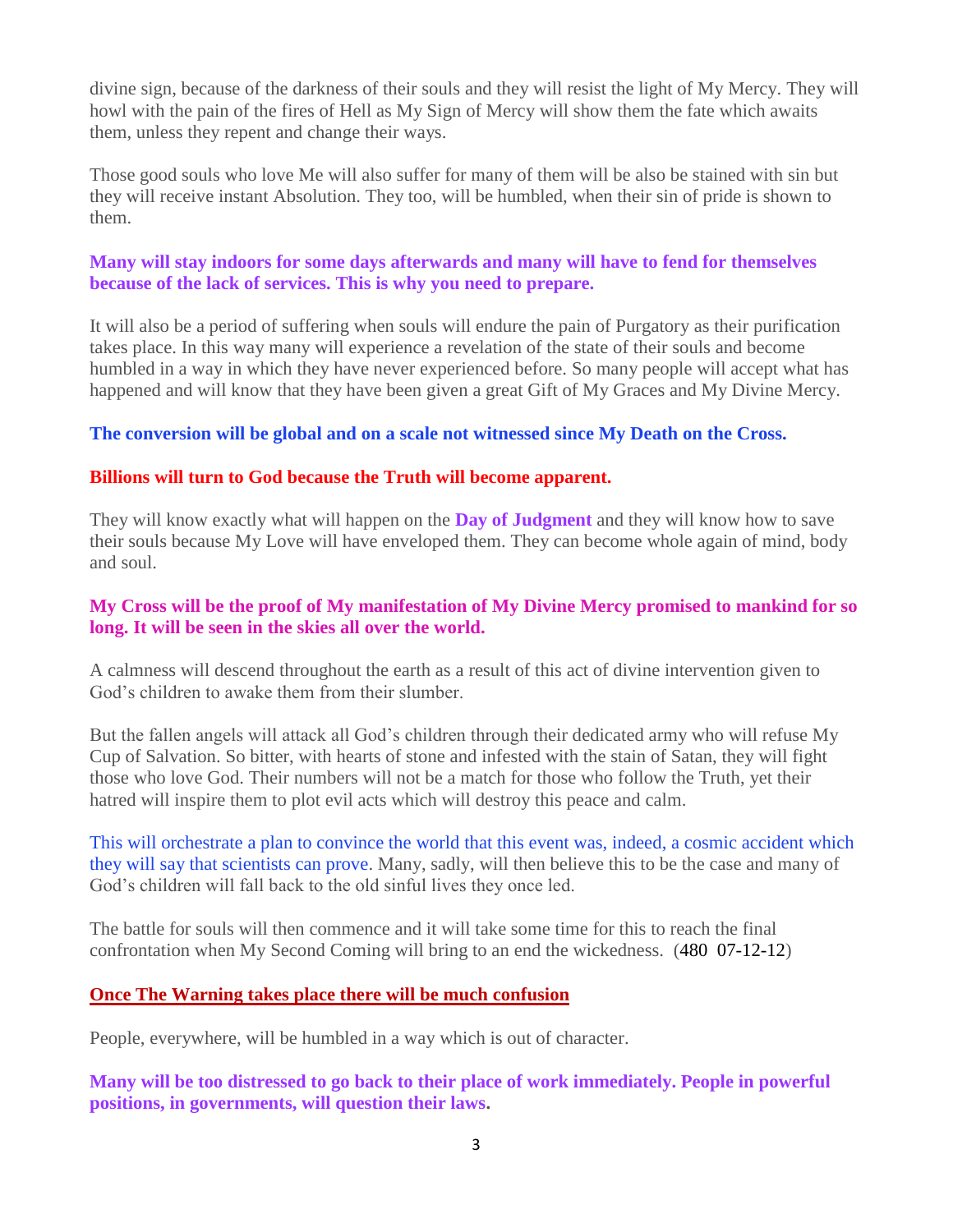divine sign, because of the darkness of their souls and they will resist the light of My Mercy. They will howl with the pain of the fires of Hell as My Sign of Mercy will show them the fate which awaits them, unless they repent and change their ways.

Those good souls who love Me will also suffer for many of them will be also be stained with sin but they will receive instant Absolution. They too, will be humbled, when their sin of pride is shown to them.

**Many will stay indoors for some days afterwards and many will have to fend for themselves because of the lack of services. This is why you need to prepare.**

It will also be a period of suffering when souls will endure the pain of Purgatory as their purification takes place. In this way many will experience a revelation of the state of their souls and become humbled in a way in which they have never experienced before. So many people will accept what has happened and will know that they have been given a great Gift of My Graces and My Divine Mercy.

**The conversion will be global and on a scale not witnessed since My Death on the Cross.**

**Billions will turn to God because the Truth will become apparent.**

They will know exactly what will happen on the **Day of Judgment** and they will know how to save their souls because My Love will have enveloped them. They can become whole again of mind, body and soul.

**My Cross will be the proof of My manifestation of My Divine Mercy promised to mankind for so long. It will be seen in the skies all over the world.**

A calmness will descend throughout the earth as a result of this act of divine intervention given to God's children to awake them from their slumber.

But the fallen angels will attack all God's children through their dedicated army who will refuse My Cup of Salvation. So bitter, with hearts of stone and infested with the stain of Satan, they will fight those who love God. Their numbers will not be a match for those who follow the Truth, yet their hatred will inspire them to plot evil acts which will destroy this peace and calm.

This will orchestrate a plan to convince the world that this event was, indeed, a cosmic accident which they will say that scientists can prove. Many, sadly, will then believe this to be the case and many of God's children will fall back to the old sinful lives they once led.

The battle for souls will then commence and it will take some time for this to reach the final confrontation when My Second Coming will bring to an end the wickedness. (480 07-12-12)

**Once The Warning takes place there will be much confusion**

People, everywhere, will be humbled in a way which is out of character.

**Many will be too distressed to go back to their place of work immediately. People in powerful positions, in governments, will question their laws.**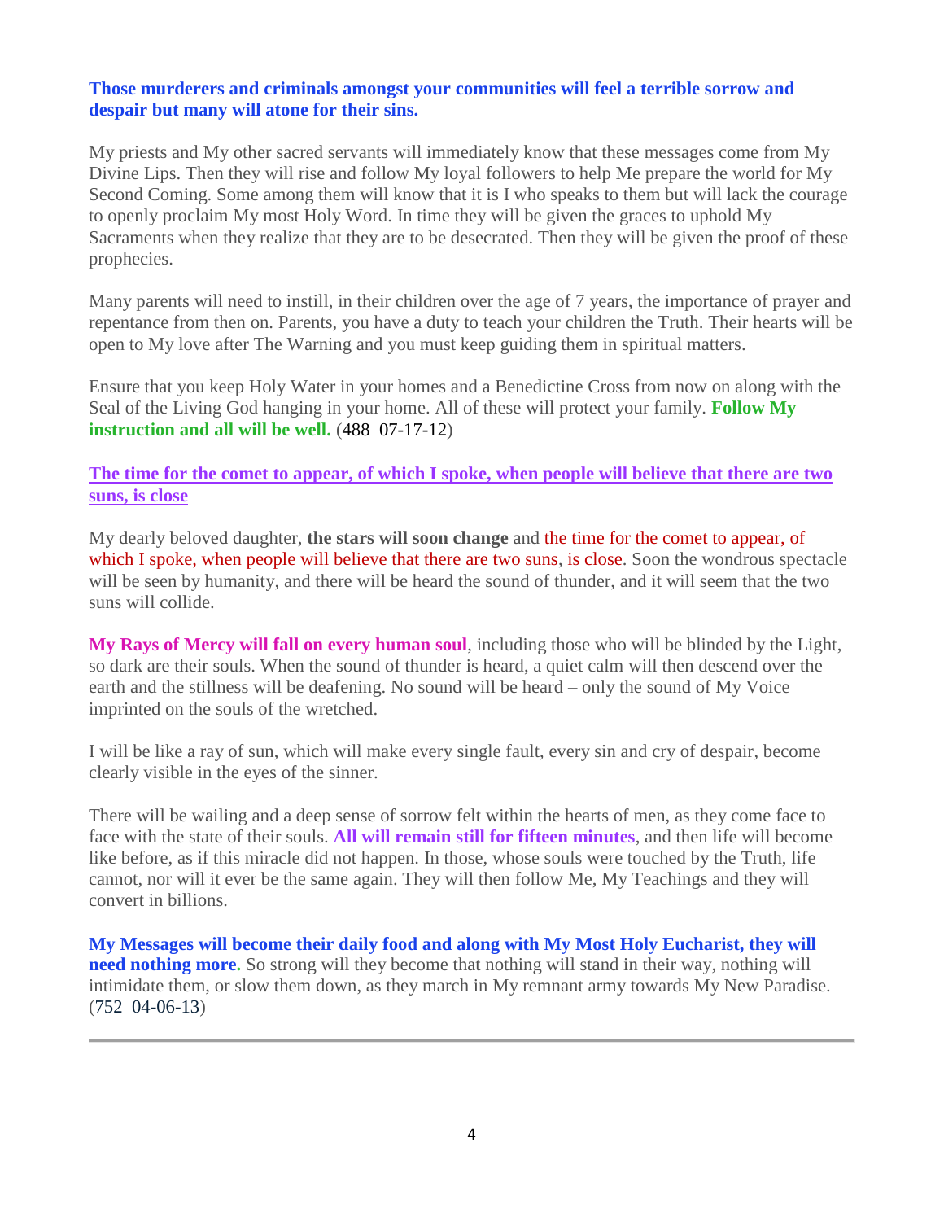**Those murderers and criminals amongst your communities will feel a terrible sorrow and despair but many will atone for their sins.**

My priests and My other sacred servants will immediately know that these messages come from My Divine Lips. Then they will rise and follow My loyal followers to help Me prepare the world for My Second Coming. Some among them will know that it is I who speaks to them but will lack the courage to openly proclaim My most Holy Word. In time they will be given the graces to uphold My Sacraments when they realize that they are to be desecrated. Then they will be given the proof of these prophecies.

Many parents will need to instill, in their children over the age of 7 years, the importance of prayer and repentance from then on. Parents, you have a duty to teach your children the Truth. Their hearts will be open to My love after The Warning and you must keep guiding them in spiritual matters.

Ensure that you keep Holy Water in your homes and a Benedictine Cross from now on along with the Seal of the Living God hanging in your home. All of these will protect your family. **Follow My instruction and all will be well.** (488 07-17-12)

**The time for the comet to appear, of which I spoke, when people will believe that there are two suns, is close**

My dearly beloved daughter, **the stars will soon change** and the time for the comet to appear, of which I spoke, when people will believe that there are two suns, is close. Soon the wondrous spectacle will be seen by humanity, and there will be heard the sound of thunder, and it will seem that the two suns will collide.

**My Rays of Mercy will fall on every human soul**, including those who will be blinded by the Light, so dark are their souls. When the sound of thunder is heard, a quiet calm will then descend over the earth and the stillness will be deafening. No sound will be heard – only the sound of My Voice imprinted on the souls of the wretched.

I will be like a ray of sun, which will make every single fault, every sin and cry of despair, become clearly visible in the eyes of the sinner.

There will be wailing and a deep sense of sorrow felt within the hearts of men, as they come face to face with the state of their souls. **All will remain still for fifteen minutes**, and then life will become like before, as if this miracle did not happen. In those, whose souls were touched by the Truth, life cannot, nor will it ever be the same again. They will then follow Me, My Teachings and they will convert in billions.

**My Messages will become their daily food and along with My Most Holy Eucharist, they will need nothing more.** So strong will they become that nothing will stand in their way, nothing will intimidate them, or slow them down, as they march in My remnant army towards My New Paradise. (752 04-06-13)